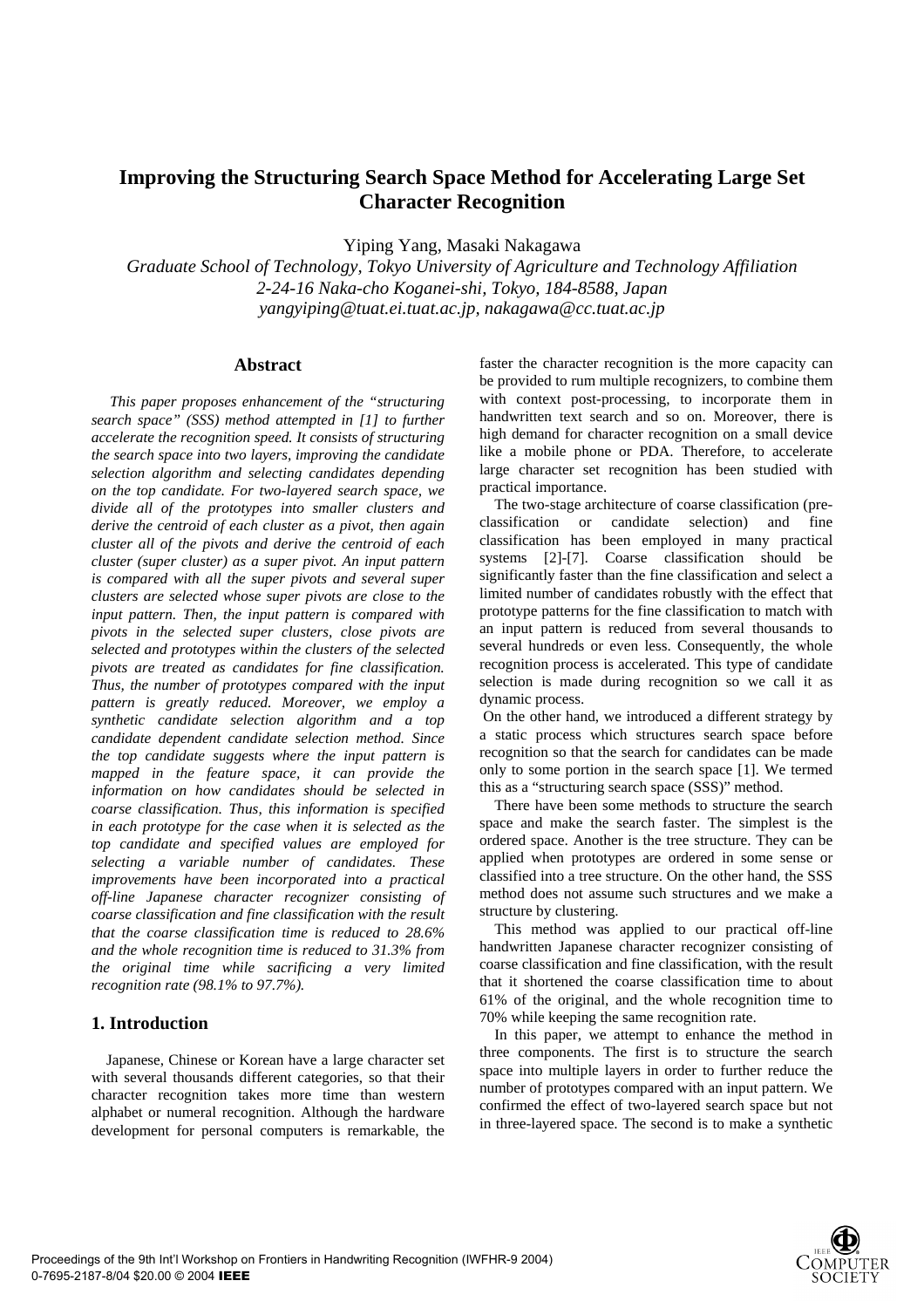# Improving the Structuring Search Space Method for Accelerating Large Set Character Recognition

Yiping Yang, Masaki Nakagawa

*Graduate School of Technology, Tokyo University of Agriculture and Technology Affiliation*
*2-24-16 Naka-cho Koganei-shi, Tokyo, 184-8588, Japan*
*yangyiping@tuat.ei.tuat.ac.jp, nakagawa@cc.tuat.ac.jp*

## Abstract

*This paper proposes enhancement of the "structuring search space" (SSS) method attempted in [1] to further accelerate the recognition speed. It consists of structuring the search space into two layers, improving the candidate selection algorithm and selecting candidates depending on the top candidate. For two-layered search space, we divide all of the prototypes into smaller clusters and derive the centroid of each cluster as a pivot, then again cluster all of the pivots and derive the centroid of each cluster (super cluster) as a super pivot. An input pattern is compared with all the super pivots and several super clusters are selected whose super pivots are close to the input pattern. Then, the input pattern is compared with pivots in the selected super clusters, close pivots are selected and prototypes within the clusters of the selected pivots are treated as candidates for fine classification. Thus, the number of prototypes compared with the input pattern is greatly reduced. Moreover, we employ a synthetic candidate selection algorithm and a top candidate dependent candidate selection method. Since the top candidate suggests where the input pattern is mapped in the feature space, it can provide the information on how candidates should be selected in coarse classification. Thus, this information is specified in each prototype for the case when it is selected as the top candidate and specified values are employed for selecting a variable number of candidates. These improvements have been incorporated into a practical off-line Japanese character recognizer consisting of coarse classification and fine classification with the result that the coarse classification time is reduced to 28.6% and the whole recognition time is reduced to 31.3% from the original time while sacrificing a very limited recognition rate (98.1% to 97.7%).*

## 1. Introduction

Japanese, Chinese or Korean have a large character set with several thousands different categories, so that their character recognition takes more time than western alphabet or numeral recognition. Although the hardware development for personal computers is remarkable, the faster the character recognition is the more capacity can be provided to rum multiple recognizers, to combine them with context post-processing, to incorporate them in handwritten text search and so on. Moreover, there is high demand for character recognition on a small device like a mobile phone or PDA. Therefore, to accelerate large character set recognition has been studied with practical importance.

The two-stage architecture of coarse classification (pre-classification or candidate selection) and fine classification has been employed in many practical systems [2]-[7]. Coarse classification should be significantly faster than the fine classification and select a limited number of candidates robustly with the effect that prototype patterns for the fine classification to match with an input pattern is reduced from several thousands to several hundreds or even less. Consequently, the whole recognition process is accelerated. This type of candidate selection is made during recognition so we call it as dynamic process.

On the other hand, we introduced a different strategy by a static process which structures search space before recognition so that the search for candidates can be made only to some portion in the search space [1]. We termed this as a "structuring search space (SSS)" method.

There have been some methods to structure the search space and make the search faster. The simplest is the ordered space. Another is the tree structure. They can be applied when prototypes are ordered in some sense or classified into a tree structure. On the other hand, the SSS method does not assume such structures and we make a structure by clustering.

This method was applied to our practical off-line handwritten Japanese character recognizer consisting of coarse classification and fine classification, with the result that it shortened the coarse classification time to about 61% of the original, and the whole recognition time to 70% while keeping the same recognition rate.

In this paper, we attempt to enhance the method in three components. The first is to structure the search space into multiple layers in order to further reduce the number of prototypes compared with an input pattern. We confirmed the effect of two-layered search space but not in three-layered space. The second is to make a synthetic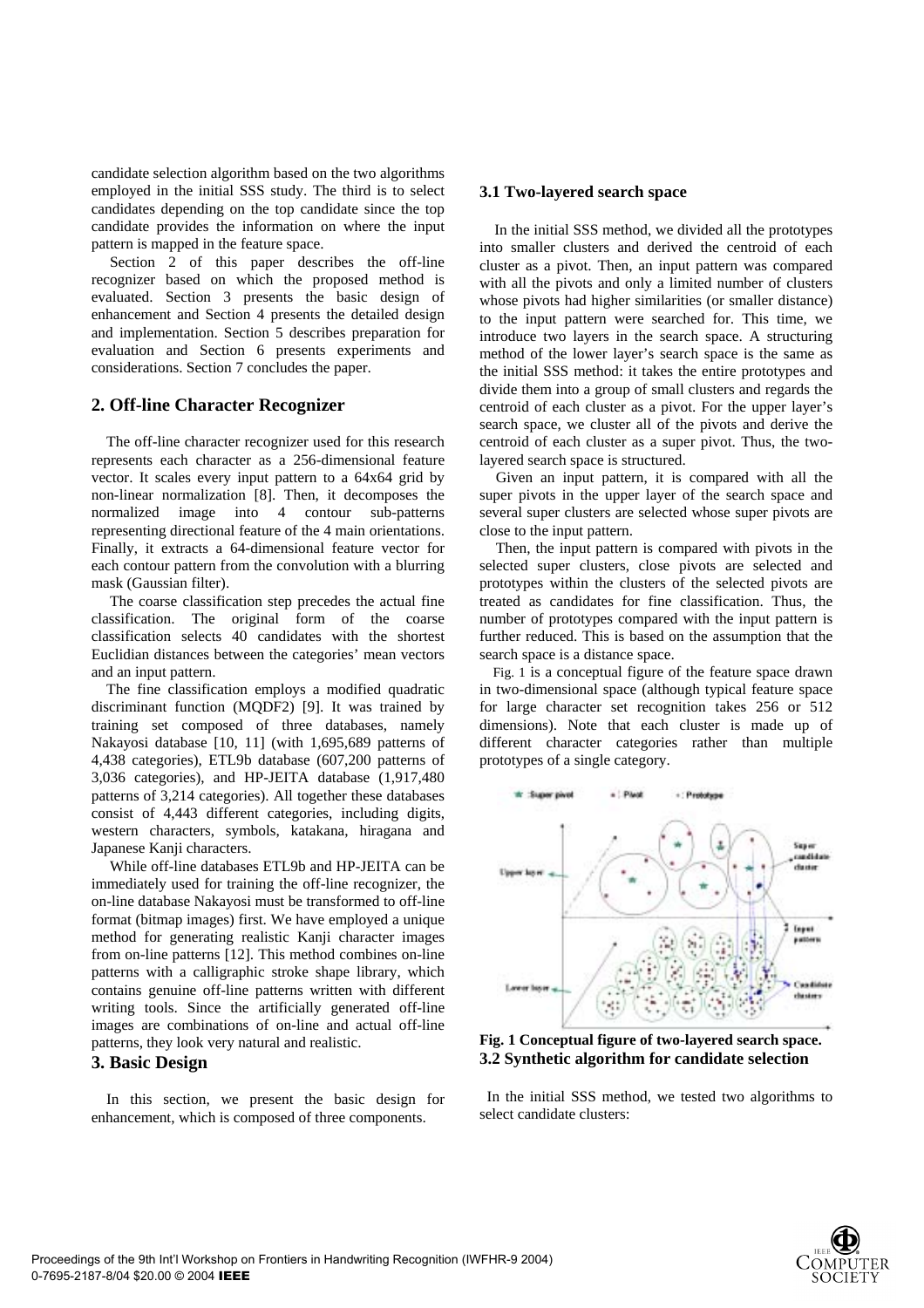candidate selection algorithm based on the two algorithms employed in the initial SSS study. The third is to select candidates depending on the top candidate since the top candidate provides the information on where the input pattern is mapped in the feature space.

Section 2 of this paper describes the off-line recognizer based on which the proposed method is evaluated. Section 3 presents the basic design of enhancement and Section 4 presents the detailed design and implementation. Section 5 describes preparation for evaluation and Section 6 presents experiments and considerations. Section 7 concludes the paper.

## 2. Off-line Character Recognizer

The off-line character recognizer used for this research represents each character as a 256-dimensional feature vector. It scales every input pattern to a 64x64 grid by non-linear normalization [8]. Then, it decomposes the normalized image into 4 contour sub-patterns representing directional feature of the 4 main orientations. Finally, it extracts a 64-dimensional feature vector for each contour pattern from the convolution with a blurring mask (Gaussian filter).

The coarse classification step precedes the actual fine classification. The original form of the coarse classification selects 40 candidates with the shortest Euclidian distances between the categories' mean vectors and an input pattern.

The fine classification employs a modified quadratic discriminant function (MQDF2) [9]. It was trained by training set composed of three databases, namely Nakayosi database [10, 11] (with 1,695,689 patterns of 4,438 categories), ETL9b database (607,200 patterns of 3,036 categories), and HP-JEITA database (1,917,480 patterns of 3,214 categories). All together these databases consist of 4,443 different categories, including digits, western characters, symbols, katakana, hiragana and Japanese Kanji characters.

While off-line databases ETL9b and HP-JEITA can be immediately used for training the off-line recognizer, the on-line database Nakayosi must be transformed to off-line format (bitmap images) first. We have employed a unique method for generating realistic Kanji character images from on-line patterns [12]. This method combines on-line patterns with a calligraphic stroke shape library, which contains genuine off-line patterns written with different writing tools. Since the artificially generated off-line images are combinations of on-line and actual off-line patterns, they look very natural and realistic.

## 3. Basic Design

In this section, we present the basic design for enhancement, which is composed of three components.

### 3.1 Two-layered search space

In the initial SSS method, we divided all the prototypes into smaller clusters and derived the centroid of each cluster as a pivot. Then, an input pattern was compared with all the pivots and only a limited number of clusters whose pivots had higher similarities (or smaller distance) to the input pattern were searched for. This time, we introduce two layers in the search space. A structuring method of the lower layer's search space is the same as the initial SSS method: it takes the entire prototypes and divide them into a group of small clusters and regards the centroid of each cluster as a pivot. For the upper layer's search space, we cluster all of the pivots and derive the centroid of each cluster as a super pivot. Thus, the two-layered search space is structured.

Given an input pattern, it is compared with all the super pivots in the upper layer of the search space and several super clusters are selected whose super pivots are close to the input pattern.

Then, the input pattern is compared with pivots in the selected super clusters, close pivots are selected and prototypes within the clusters of the selected pivots are treated as candidates for fine classification. Thus, the number of prototypes compared with the input pattern is further reduced. This is based on the assumption that the search space is a distance space.

Fig. 1 is a conceptual figure of the feature space drawn in two-dimensional space (although typical feature space for large character set recognition takes 256 or 512 dimensions). Note that each cluster is made up of different character categories rather than multiple prototypes of a single category.

**Fig. 1 Conceptual figure of two-layered search space.**

### 3.2 Synthetic algorithm for candidate selection

In the initial SSS method, we tested two algorithms to select candidate clusters: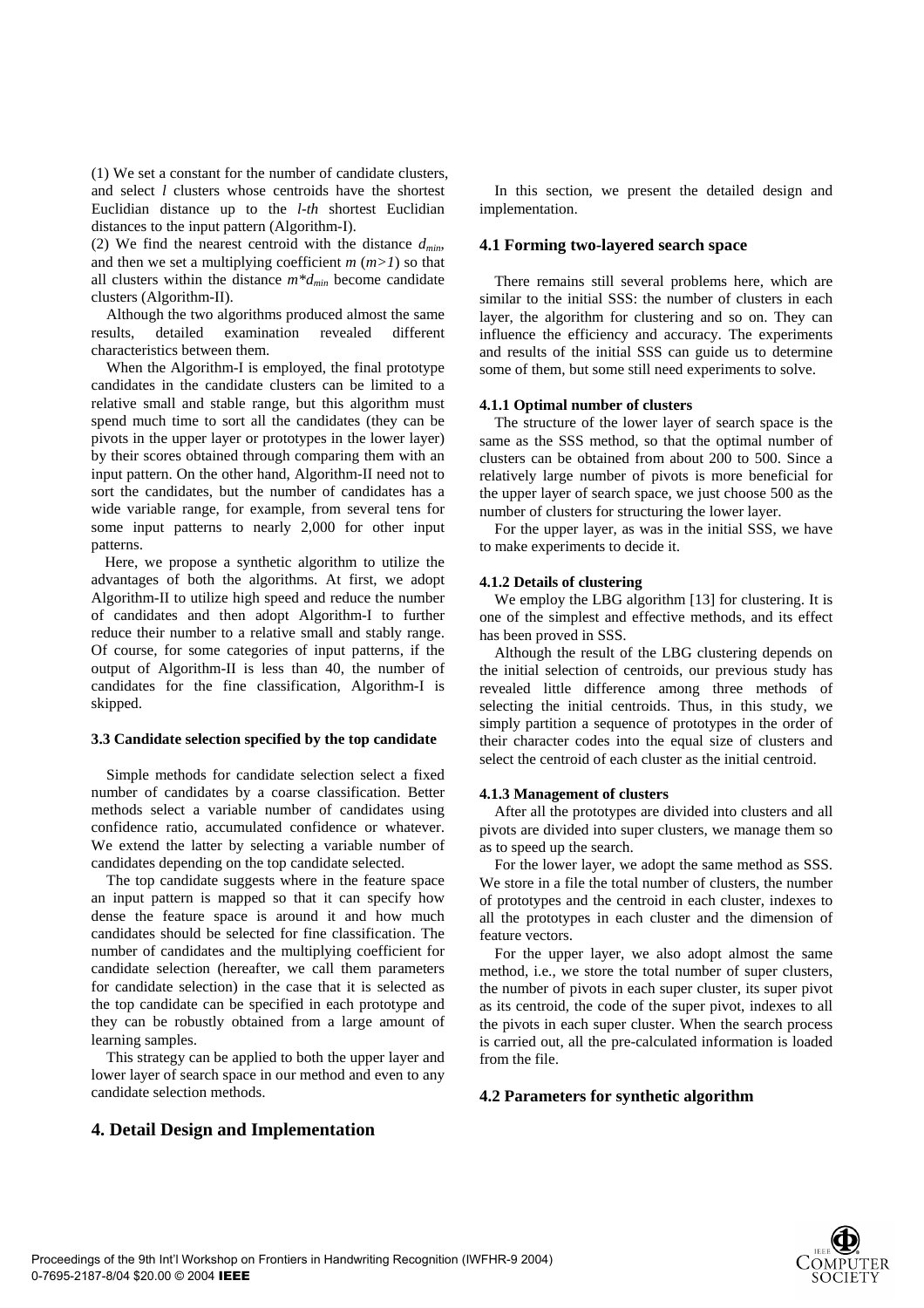(1) We set a constant for the number of candidate clusters, and select $l$ clusters whose centroids have the shortest Euclidian distance up to the $l$-$th$ shortest Euclidian distances to the input pattern (Algorithm-I).

(2) We find the nearest centroid with the distance $d_{min}$, and then we set a multiplying coefficient $m$ ($m>1$) so that all clusters within the distance $m*d_{min}$ become candidate clusters (Algorithm-II).

Although the two algorithms produced almost the same results, detailed examination revealed different characteristics between them.

When the Algorithm-I is employed, the final prototype candidates in the candidate clusters can be limited to a relative small and stable range, but this algorithm must spend much time to sort all the candidates (they can be pivots in the upper layer or prototypes in the lower layer) by their scores obtained through comparing them with an input pattern. On the other hand, Algorithm-II need not to sort the candidates, but the number of candidates has a wide variable range, for example, from several tens for some input patterns to nearly 2,000 for other input patterns.

Here, we propose a synthetic algorithm to utilize the advantages of both the algorithms. At first, we adopt Algorithm-II to utilize high speed and reduce the number of candidates and then adopt Algorithm-I to further reduce their number to a relative small and stably range. Of course, for some categories of input patterns, if the output of Algorithm-II is less than 40, the number of candidates for the fine classification, Algorithm-I is skipped.

### 3.3 Candidate selection specified by the top candidate

Simple methods for candidate selection select a fixed number of candidates by a coarse classification. Better methods select a variable number of candidates using confidence ratio, accumulated confidence or whatever. We extend the latter by selecting a variable number of candidates depending on the top candidate selected.

The top candidate suggests where in the feature space an input pattern is mapped so that it can specify how dense the feature space is around it and how much candidates should be selected for fine classification. The number of candidates and the multiplying coefficient for candidate selection (hereafter, we call them parameters for candidate selection) in the case that it is selected as the top candidate can be specified in each prototype and they can be robustly obtained from a large amount of learning samples.

This strategy can be applied to both the upper layer and lower layer of search space in our method and even to any candidate selection methods.

## 4. Detail Design and Implementation

In this section, we present the detailed design and implementation.

### 4.1 Forming two-layered search space

There remains still several problems here, which are similar to the initial SSS: the number of clusters in each layer, the algorithm for clustering and so on. They can influence the efficiency and accuracy. The experiments and results of the initial SSS can guide us to determine some of them, but some still need experiments to solve.

#### 4.1.1 Optimal number of clusters

The structure of the lower layer of search space is the same as the SSS method, so that the optimal number of clusters can be obtained from about 200 to 500. Since a relatively large number of pivots is more beneficial for the upper layer of search space, we just choose 500 as the number of clusters for structuring the lower layer.

For the upper layer, as was in the initial SSS, we have to make experiments to decide it.

#### 4.1.2 Details of clustering

We employ the LBG algorithm [13] for clustering. It is one of the simplest and effective methods, and its effect has been proved in SSS.

Although the result of the LBG clustering depends on the initial selection of centroids, our previous study has revealed little difference among three methods of selecting the initial centroids. Thus, in this study, we simply partition a sequence of prototypes in the order of their character codes into the equal size of clusters and select the centroid of each cluster as the initial centroid.

#### 4.1.3 Management of clusters

After all the prototypes are divided into clusters and all pivots are divided into super clusters, we manage them so as to speed up the search.

For the lower layer, we adopt the same method as SSS. We store in a file the total number of clusters, the number of prototypes and the centroid in each cluster, indexes to all the prototypes in each cluster and the dimension of feature vectors.

For the upper layer, we also adopt almost the same method, i.e., we store the total number of super clusters, the number of pivots in each super cluster, its super pivot as its centroid, the code of the super pivot, indexes to all the pivots in each super cluster. When the search process is carried out, all the pre-calculated information is loaded from the file.

### 4.2 Parameters for synthetic algorithm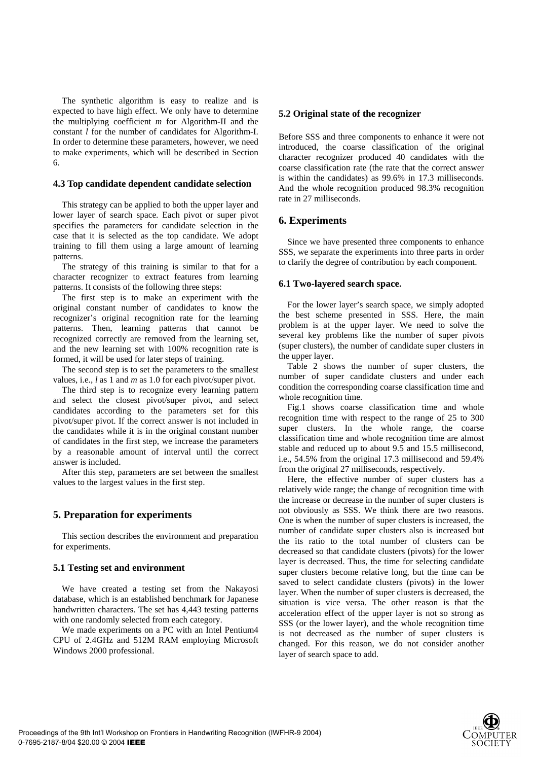The synthetic algorithm is easy to realize and is expected to have high effect. We only have to determine the multiplying coefficient *m* for Algorithm-II and the constant *l* for the number of candidates for Algorithm-I. In order to determine these parameters, however, we need to make experiments, which will be described in Section 6.

### 4.3 Top candidate dependent candidate selection

This strategy can be applied to both the upper layer and lower layer of search space. Each pivot or super pivot specifies the parameters for candidate selection in the case that it is selected as the top candidate. We adopt training to fill them using a large amount of learning patterns.

The strategy of this training is similar to that for a character recognizer to extract features from learning patterns. It consists of the following three steps:

The first step is to make an experiment with the original constant number of candidates to know the recognizer's original recognition rate for the learning patterns. Then, learning patterns that cannot be recognized correctly are removed from the learning set, and the new learning set with 100% recognition rate is formed, it will be used for later steps of training.

The second step is to set the parameters to the smallest values, i.e., *l* as 1 and *m* as 1.0 for each pivot/super pivot.

The third step is to recognize every learning pattern and select the closest pivot/super pivot, and select candidates according to the parameters set for this pivot/super pivot. If the correct answer is not included in the candidates while it is in the original constant number of candidates in the first step, we increase the parameters by a reasonable amount of interval until the correct answer is included.

After this step, parameters are set between the smallest values to the largest values in the first step.

## 5. Preparation for experiments

This section describes the environment and preparation for experiments.

### 5.1 Testing set and environment

We have created a testing set from the Nakayosi database, which is an established benchmark for Japanese handwritten characters. The set has 4,443 testing patterns with one randomly selected from each category.

We made experiments on a PC with an Intel Pentium4 CPU of 2.4GHz and 512M RAM employing Microsoft Windows 2000 professional.

### 5.2 Original state of the recognizer

Before SSS and three components to enhance it were not introduced, the coarse classification of the original character recognizer produced 40 candidates with the coarse classification rate (the rate that the correct answer is within the candidates) as 99.6% in 17.3 milliseconds. And the whole recognition produced 98.3% recognition rate in 27 milliseconds.

## 6. Experiments

Since we have presented three components to enhance SSS, we separate the experiments into three parts in order to clarify the degree of contribution by each component.

### 6.1 Two-layered search space.

For the lower layer's search space, we simply adopted the best scheme presented in SSS. Here, the main problem is at the upper layer. We need to solve the several key problems like the number of super pivots (super clusters), the number of candidate super clusters in the upper layer.

Table 2 shows the number of super clusters, the number of super candidate clusters and under each condition the corresponding coarse classification time and whole recognition time.

Fig.1 shows coarse classification time and whole recognition time with respect to the range of 25 to 300 super clusters. In the whole range, the coarse classification time and whole recognition time are almost stable and reduced up to about 9.5 and 15.5 millisecond, i.e., 54.5% from the original 17.3 millisecond and 59.4% from the original 27 milliseconds, respectively.

Here, the effective number of super clusters has a relatively wide range; the change of recognition time with the increase or decrease in the number of super clusters is not obviously as SSS. We think there are two reasons. One is when the number of super clusters is increased, the number of candidate super clusters also is increased but the its ratio to the total number of clusters can be decreased so that candidate clusters (pivots) for the lower layer is decreased. Thus, the time for selecting candidate super clusters become relative long, but the time can be saved to select candidate clusters (pivots) in the lower layer. When the number of super clusters is decreased, the situation is vice versa. The other reason is that the acceleration effect of the upper layer is not so strong as SSS (or the lower layer), and the whole recognition time is not decreased as the number of super clusters is changed. For this reason, we do not consider another layer of search space to add.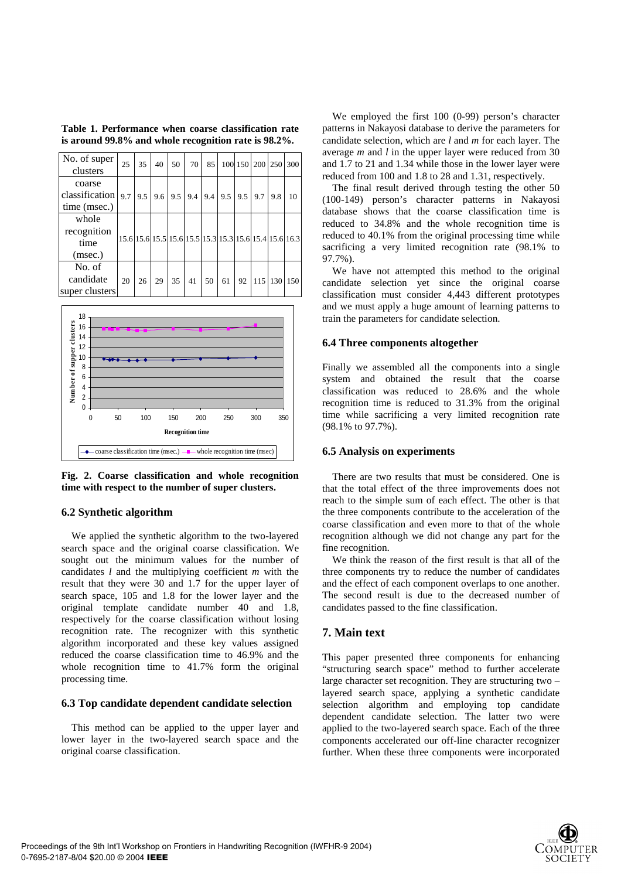**Table 1. Performance when coarse classification rate is around 99.8% and whole recognition rate is 98.2%.**

| No. of super clusters | 25 | 35 | 40 | 50 | 70 | 85 | 100 | 150 | 200 | 250 | 300 |
|---|---|---|---|---|---|---|---|---|---|---|---|
| coarse classification time (msec.) | 9.7 | 9.5 | 9.6 | 9.5 | 9.4 | 9.4 | 9.5 | 9.5 | 9.7 | 9.8 | 10 |
| whole recognition time (msec.) | 15.6 | 15.6 | 15.5 | 15.6 | 15.5 | 15.3 | 15.3 | 15.6 | 15.4 | 15.6 | 16.3 |
| No. of candidate super clusters | 20 | 26 | 29 | 35 | 41 | 50 | 61 | 92 | 115 | 130 | 150 |

**Fig. 2. Coarse classification and whole recognition time with respect to the number of super clusters.**

### 6.2 Synthetic algorithm

We applied the synthetic algorithm to the two-layered search space and the original coarse classification. We sought out the minimum values for the number of candidates *l* and the multiplying coefficient *m* with the result that they were 30 and 1.7 for the upper layer of search space, 105 and 1.8 for the lower layer and the original template candidate number 40 and 1.8, respectively for the coarse classification without losing recognition rate. The recognizer with this synthetic algorithm incorporated and these key values assigned reduced the coarse classification time to 46.9% and the whole recognition time to 41.7% form the original processing time.

### 6.3 Top candidate dependent candidate selection

This method can be applied to the upper layer and lower layer in the two-layered search space and the original coarse classification.

We employed the first 100 (0-99) person's character patterns in Nakayosi database to derive the parameters for candidate selection, which are *l* and *m* for each layer. The average *m* and *l* in the upper layer were reduced from 30 and 1.7 to 21 and 1.34 while those in the lower layer were reduced from 100 and 1.8 to 28 and 1.31, respectively.

The final result derived through testing the other 50 (100-149) person's character patterns in Nakayosi database shows that the coarse classification time is reduced to 34.8% and the whole recognition time is reduced to 40.1% from the original processing time while sacrificing a very limited recognition rate (98.1% to 97.7%).

We have not attempted this method to the original candidate selection yet since the original coarse classification must consider 4,443 different prototypes and we must apply a huge amount of learning patterns to train the parameters for candidate selection.

### 6.4 Three components altogether

Finally we assembled all the components into a single system and obtained the result that the coarse classification was reduced to 28.6% and the whole recognition time is reduced to 31.3% from the original time while sacrificing a very limited recognition rate (98.1% to 97.7%).

### 6.5 Analysis on experiments

There are two results that must be considered. One is that the total effect of the three improvements does not reach to the simple sum of each effect. The other is that the three components contribute to the acceleration of the coarse classification and even more to that of the whole recognition although we did not change any part for the fine recognition.

We think the reason of the first result is that all of the three components try to reduce the number of candidates and the effect of each component overlaps to one another. The second result is due to the decreased number of candidates passed to the fine classification.

## 7. Main text

This paper presented three components for enhancing "structuring search space" method to further accelerate large character set recognition. They are structuring two – layered search space, applying a synthetic candidate selection algorithm and employing top candidate dependent candidate selection. The latter two were applied to the two-layered search space. Each of the three components accelerated our off-line character recognizer further. When these three components were incorporated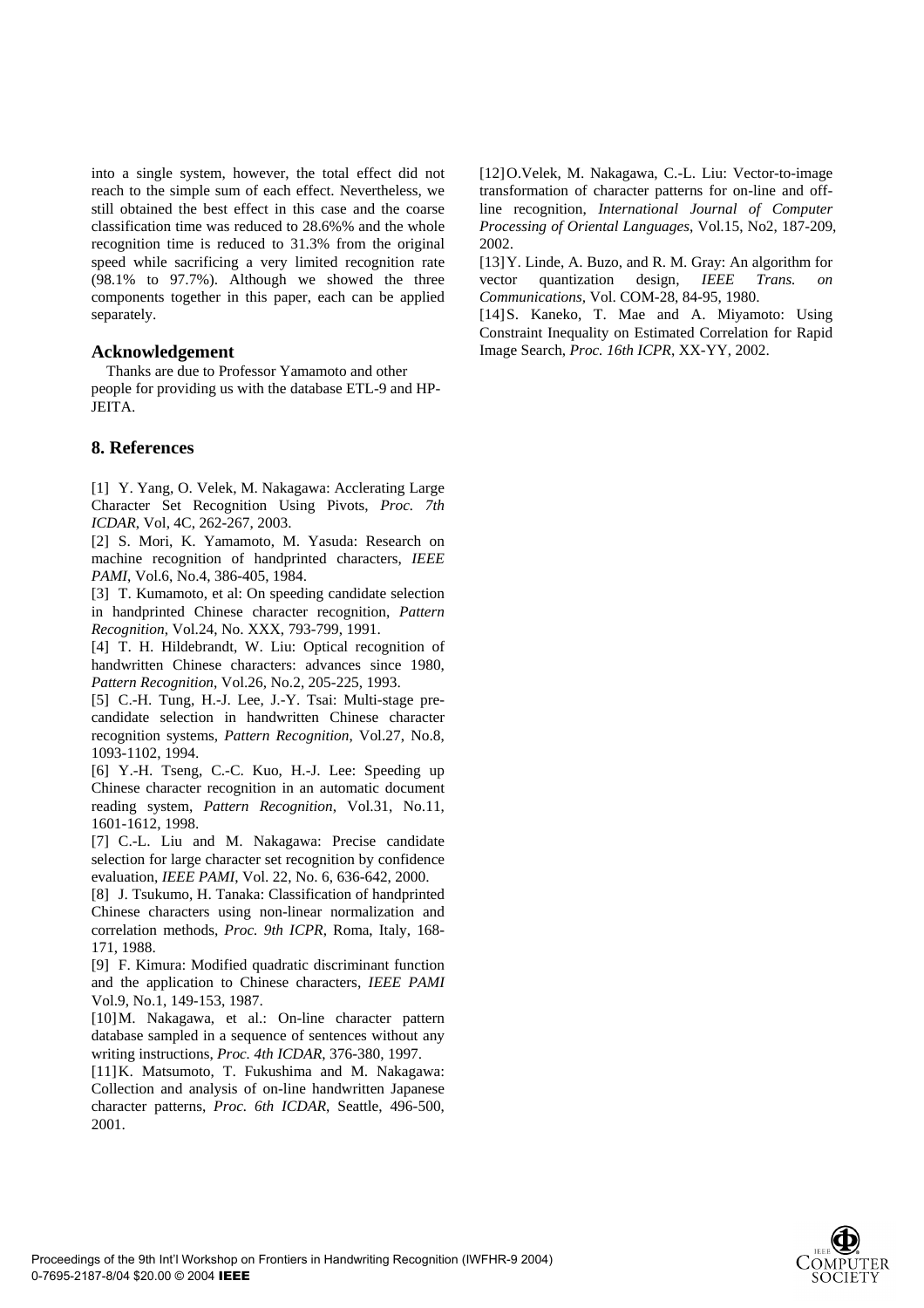into a single system, however, the total effect did not reach to the simple sum of each effect. Nevertheless, we still obtained the best effect in this case and the coarse classification time was reduced to 28.6%% and the whole recognition time is reduced to 31.3% from the original speed while sacrificing a very limited recognition rate (98.1% to 97.7%). Although we showed the three components together in this paper, each can be applied separately.

## Acknowledgement

Thanks are due to Professor Yamamoto and other people for providing us with the database ETL-9 and HP-JEITA.

## 8. References

[1] Y. Yang, O. Velek, M. Nakagawa: Acclerating Large Character Set Recognition Using Pivots, *Proc. 7th ICDAR*, Vol, 4C, 262-267, 2003.

[2] S. Mori, K. Yamamoto, M. Yasuda: Research on machine recognition of handprinted characters, *IEEE PAMI*, Vol.6, No.4, 386-405, 1984.

[3] T. Kumamoto, et al: On speeding candidate selection in handprinted Chinese character recognition, *Pattern Recognition*, Vol.24, No. XXX, 793-799, 1991.

[4] T. H. Hildebrandt, W. Liu: Optical recognition of handwritten Chinese characters: advances since 1980, *Pattern Recognition*, Vol.26, No.2, 205-225, 1993.

[5] C.-H. Tung, H.-J. Lee, J.-Y. Tsai: Multi-stage pre-candidate selection in handwritten Chinese character recognition systems, *Pattern Recognition*, Vol.27, No.8, 1093-1102, 1994.

[6] Y.-H. Tseng, C.-C. Kuo, H.-J. Lee: Speeding up Chinese character recognition in an automatic document reading system, *Pattern Recognition*, Vol.31, No.11, 1601-1612, 1998.

[7] C.-L. Liu and M. Nakagawa: Precise candidate selection for large character set recognition by confidence evaluation, *IEEE PAMI*, Vol. 22, No. 6, 636-642, 2000.

[8] J. Tsukumo, H. Tanaka: Classification of handprinted Chinese characters using non-linear normalization and correlation methods, *Proc. 9th ICPR*, Roma, Italy, 168-171, 1988.

[9] F. Kimura: Modified quadratic discriminant function and the application to Chinese characters, *IEEE PAMI* Vol.9, No.1, 149-153, 1987.

[10] M. Nakagawa, et al.: On-line character pattern database sampled in a sequence of sentences without any writing instructions, *Proc. 4th ICDAR*, 376-380, 1997.

[11] K. Matsumoto, T. Fukushima and M. Nakagawa: Collection and analysis of on-line handwritten Japanese character patterns, *Proc. 6th ICDAR*, Seattle, 496-500, 2001.

[12] O.Velek, M. Nakagawa, C.-L. Liu: Vector-to-image transformation of character patterns for on-line and off-line recognition, *International Journal of Computer Processing of Oriental Languages*, Vol.15, No2, 187-209, 2002.

[13] Y. Linde, A. Buzo, and R. M. Gray: An algorithm for vector quantization design, *IEEE Trans. on Communications*, Vol. COM-28, 84-95, 1980.

[14] S. Kaneko, T. Mae and A. Miyamoto: Using Constraint Inequality on Estimated Correlation for Rapid Image Search, *Proc. 16th ICPR*, XX-YY, 2002.